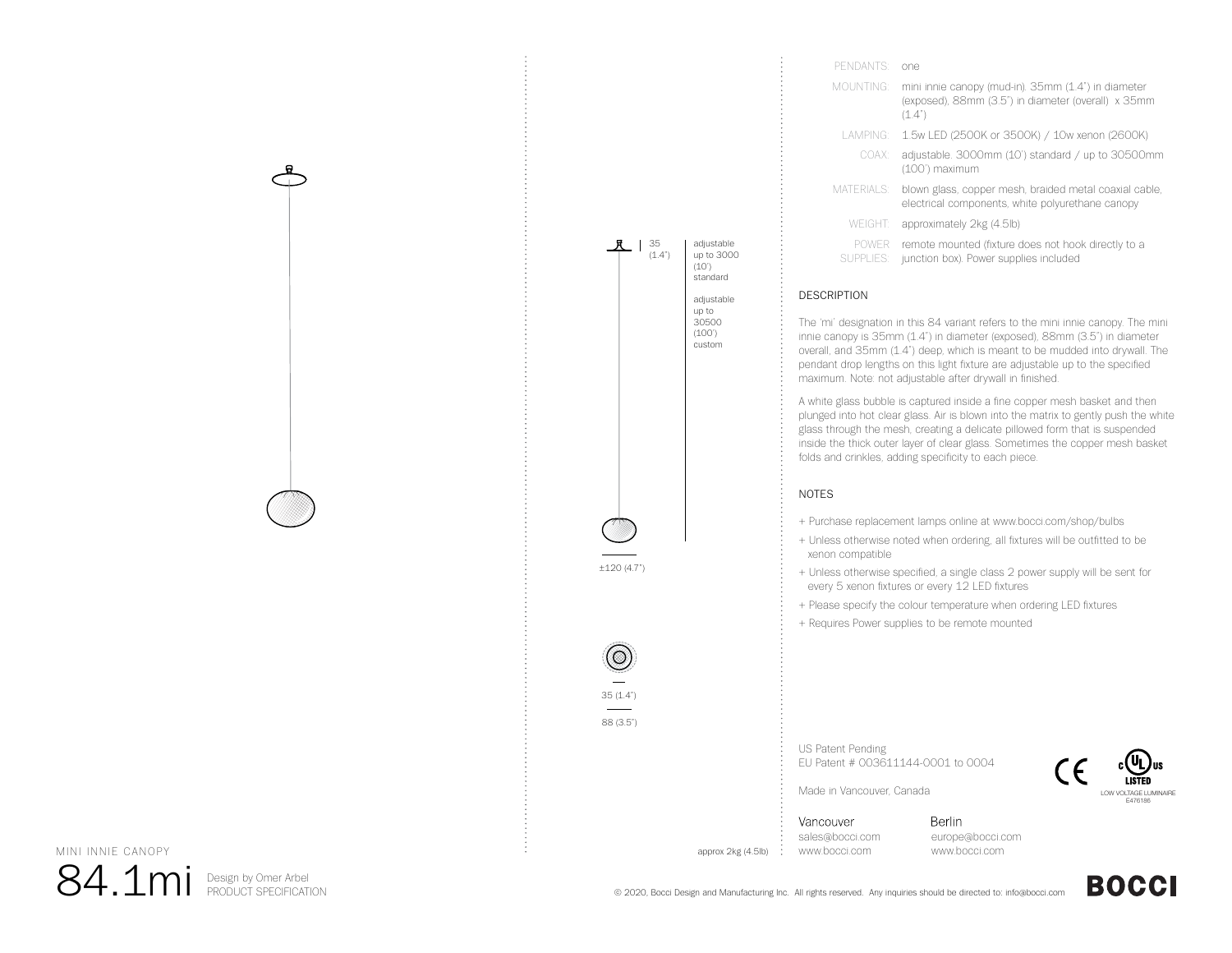| | |
|---|---|
| PENDANTS: | one |
| MOUNTING: | mini innie canopy (mud-in). 35mm (1.4") in diameter (exposed), 88mm (3.5") in diameter (overall) x 35mm (1.4") |
| LAMPING: | 1.5w LED (2500K or 3500K) / 10w xenon (2600K) |
| COAX: | adjustable. 3000mm (10') standard / up to 30500mm (100') maximum |
| MATERIALS: | blown glass, copper mesh, braided metal coaxial cable, electrical components, white polyurethane canopy |
| WEIGHT: | approximately 2kg (4.5lb) |
| POWER SUPPLIES: | remote mounted (fixture does not hook directly to a junction box). Power supplies included |

35 (1.4")

adjustable up to 3000 (10') standard

adjustable up to 30500 (100') custom

±120 (4.7")

35 (1.4")

88 (3.5")

approx 2kg (4.5lb)

## DESCRIPTION

The 'mi' designation in this 84 variant refers to the mini innie canopy. The mini innie canopy is 35mm (1.4") in diameter (exposed), 88mm (3.5") in diameter overall, and 35mm (1.4") deep, which is meant to be mudded into drywall. The pendant drop lengths on this light fixture are adjustable up to the specified maximum. Note: not adjustable after drywall in finished.

A white glass bubble is captured inside a fine copper mesh basket and then plunged into hot clear glass. Air is blown into the matrix to gently push the white glass through the mesh, creating a delicate pillowed form that is suspended inside the thick outer layer of clear glass. Sometimes the copper mesh basket folds and crinkles, adding specificity to each piece.

## NOTES

+ Purchase replacement lamps online at www.bocci.com/shop/bulbs
+ Unless otherwise noted when ordering, all fixtures will be outfitted to be xenon compatible
+ Unless otherwise specified, a single class 2 power supply will be sent for every 5 xenon fixtures or every 12 LED fixtures
+ Please specify the colour temperature when ordering LED fixtures
+ Requires Power supplies to be remote mounted

US Patent Pending
EU Patent # 003611144-0001 to 0004

Made in Vancouver, Canada

CE c UL us LISTED LOW VOLTAGE LUMINAIRE E476186

Vancouver
sales@bocci.com
www.bocci.com

Berlin
europe@bocci.com
www.bocci.com

MINI INNIE CANOPY

# 84.1mi

Design by Omer Arbel
PRODUCT SPECIFICATION

© 2020, Bocci Design and Manufacturing Inc. All rights reserved. Any inquiries should be directed to: info@bocci.com

BOCCI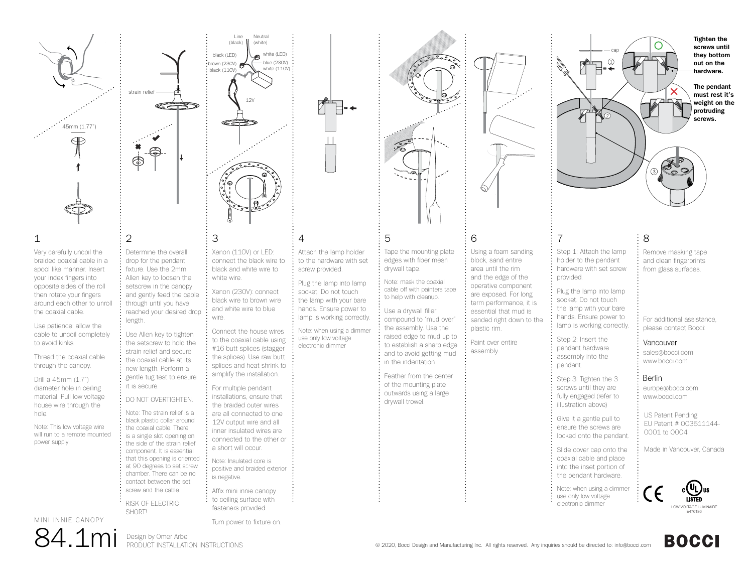## 1

Very carefully uncoil the braided coaxial cable in a spool like manner. Insert your index fingers into opposite sides of the roll then rotate your fingers around each other to unroll the coaxial cable.

Use patience: allow the cable to uncoil completely to avoid kinks.

Thread the coaxial cable through the canopy.

Drill a 45mm (1.7") diameter hole in ceiling material. Pull low voltage house wire through the hole.

Note: This low voltage wire will run to a remote mounted power supply.

## 2

Determine the overall drop for the pendant fixture. Use the 2mm Allen key to loosen the setscrew in the canopy and gently feed the cable through until you have reached your desired drop length.

Use Allen key to tighten the setscrew to hold the strain relief and secure the coaxial cable at its new length. Perform a gentle tug test to ensure it is secure.

DO NOT OVERTIGHTEN.

Note: The strain relief is a black plastic collar around the coaxial cable. There is a single slot opening on the side of the strain relief component. It is essential that this opening is oriented at 90 degrees to set screw chamber. There can be no contact between the set screw and the cable.

RISK OF ELECTRIC SHORT!

## 3

Xenon (110V) or LED: connect the black wire to black and white wire to white wire.

Xenon (230V): connect black wire to brown wire and white wire to blue wire.

Connect the house wires to the coaxial cable using #16 butt splices (stagger the splices). Use raw butt splices and heat shrink to simplify the installation.

For multiple pendant installations, ensure that the braided outer wires are all connected to one 12V output wire and all inner insulated wires are connected to the other or a short will occur.

Note: Insulated core is positive and braided exterior is negative.

Affix mini innie canopy to ceiling surface with fasteners provided.

Turn power to fixture on.

## 4

Attach the lamp holder to the hardware with set screw provided.

Plug the lamp into lamp socket. Do not touch the lamp with your bare hands. Ensure power to lamp is working correctly.

Note: when using a dimmer use only low voltage electronic dimmer

## 5

Tape the mounting plate edges with fiber mesh drywall tape.

Note: mask the coaxial cable off with painters tape to help with cleanup.

Use a drywall filler compound to "mud over" the assembly. Use the raised edge to mud up to to establish a sharp edge and to avoid getting mud in the indentation

Feather from the center of the mounting plate outwards using a large drywall trowel.

## 6

Using a foam sanding block, sand entire area until the rim and the edge of the operative component are exposed. For long term performance, it is essential that mud is sanded right down to the plastic rim.

Paint over entire assembly.

## 7

**Tighten the screws until they bottom out on the hardware.**

**The pendant must rest it's weight on the protruding screws.**

Step 1: Attach the lamp holder to the pendant hardware with set screw provided.

Plug the lamp into lamp socket. Do not touch the lamp with your bare hands. Ensure power to lamp is working correctly.

Step 2: Insert the pendant hardware assembly into the pendant.

Step 3: Tighten the 3 screws until they are fully engaged (refer to illustration above)

Give it a gentle pull to ensure the screws are locked onto the pendant.

Slide cover cap onto the coaxial cable and place into the inset portion of the pendant hardware.

Note: when using a dimmer use only low voltage electronic dimmer

## 8

Remove masking tape and clean fingerprints from glass surfaces.

For additional assistance, please contact Bocci:

Vancouver
sales@bocci.com
www.bocci.com

Berlin
europe@bocci.com
www.bocci.com

US Patent Pending
EU Patent # 003611144-0001 to 0004

Made in Vancouver, Canada

LOW VOLTAGE LUMINAIRE
E476186

MINI INNIE CANOPY

# 84.1mi

Design by Omer Arbel
PRODUCT INSTALLATION INSTRUCTIONS

© 2020, Bocci Design and Manufacturing Inc. All rights reserved. Any inquiries should be directed to: info@bocci.com

BOCCI